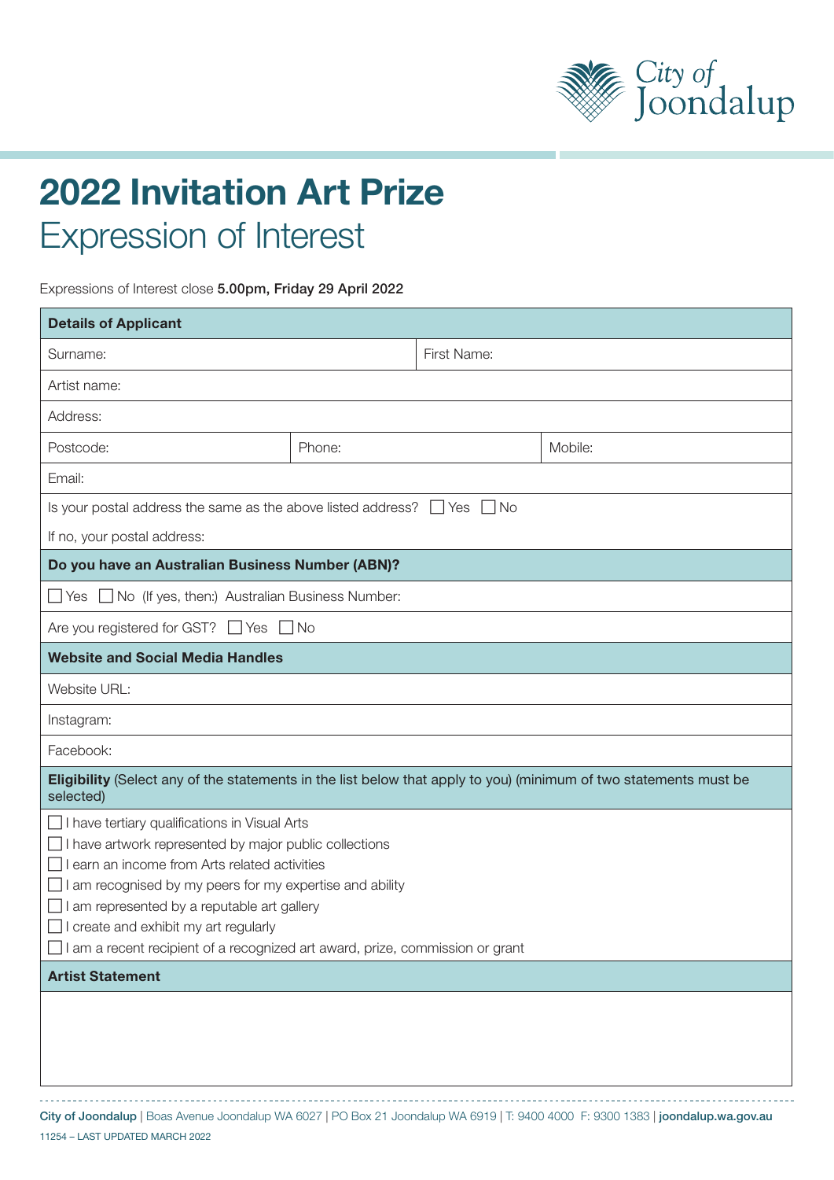City of Joondalup

# 2022 Invitation Art Prize
## Expression of Interest

Expressions of Interest close **5.00pm, Friday 29 April 2022**

| **Details of Applicant** | | |
|---|---|---|
| Surname: | First Name: | |
| Artist name: | | |
| Address: | | |
| Postcode: | Phone: | Mobile: |
| Email: | | |
| Is your postal address the same as the above listed address? ☐ Yes ☐ No | | |
| If no, your postal address: | | |
| **Do you have an Australian Business Number (ABN)?** | | |
| ☐ Yes ☐ No (If yes, then:) Australian Business Number: | | |
| Are you registered for GST? ☐ Yes ☐ No | | |
| **Website and Social Media Handles** | | |
| Website URL: | | |
| Instagram: | | |
| Facebook: | | |

**Eligibility** (Select any of the statements in the list below that apply to you) (minimum of two statements must be selected)

- ☐ I have tertiary qualifications in Visual Arts
- ☐ I have artwork represented by major public collections
- ☐ I earn an income from Arts related activities
- ☐ I am recognised by my peers for my expertise and ability
- ☐ I am represented by a reputable art gallery
- ☐ I create and exhibit my art regularly
- ☐ I am a recent recipient of a recognized art award, prize, commission or grant

**Artist Statement**

**City of Joondalup** | Boas Avenue Joondalup WA 6027 | PO Box 21 Joondalup WA 6919 | T: 9400 4000 F: 9300 1383 | **joondalup.wa.gov.au**

11254 – LAST UPDATED MARCH 2022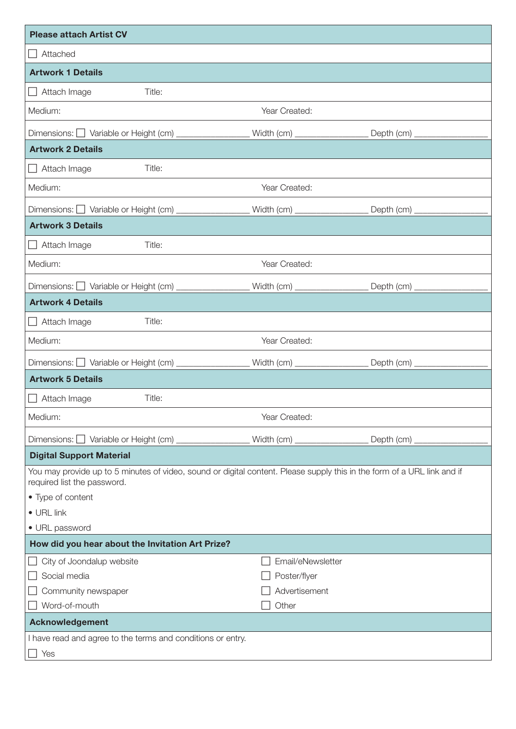## Please attach Artist CV

☐ Attached

## Artwork 1 Details

☐ Attach Image Title:

Medium: Year Created:

Dimensions: ☐ Variable or Height (cm) _______________ Width (cm) _______________ Depth (cm) _______________

## Artwork 2 Details

☐ Attach Image Title:

Medium: Year Created:

Dimensions: ☐ Variable or Height (cm) _______________ Width (cm) _______________ Depth (cm) _______________

## Artwork 3 Details

☐ Attach Image Title:

Medium: Year Created:

Dimensions: ☐ Variable or Height (cm) _______________ Width (cm) _______________ Depth (cm) _______________

## Artwork 4 Details

☐ Attach Image Title:

Medium: Year Created:

Dimensions: ☐ Variable or Height (cm) _______________ Width (cm) _______________ Depth (cm) _______________

## Artwork 5 Details

☐ Attach Image Title:

Medium: Year Created:

Dimensions: ☐ Variable or Height (cm) _______________ Width (cm) _______________ Depth (cm) _______________

## Digital Support Material

You may provide up to 5 minutes of video, sound or digital content. Please supply this in the form of a URL link and if required list the password.

- Type of content
- URL link
- URL password

## How did you hear about the Invitation Art Prize?

| | |
|---|---|
| ☐ City of Joondalup website | ☐ Email/eNewsletter |
| ☐ Social media | ☐ Poster/flyer |
| ☐ Community newspaper | ☐ Advertisement |
| ☐ Word-of-mouth | ☐ Other |

## Acknowledgement

I have read and agree to the terms and conditions or entry.

☐ Yes